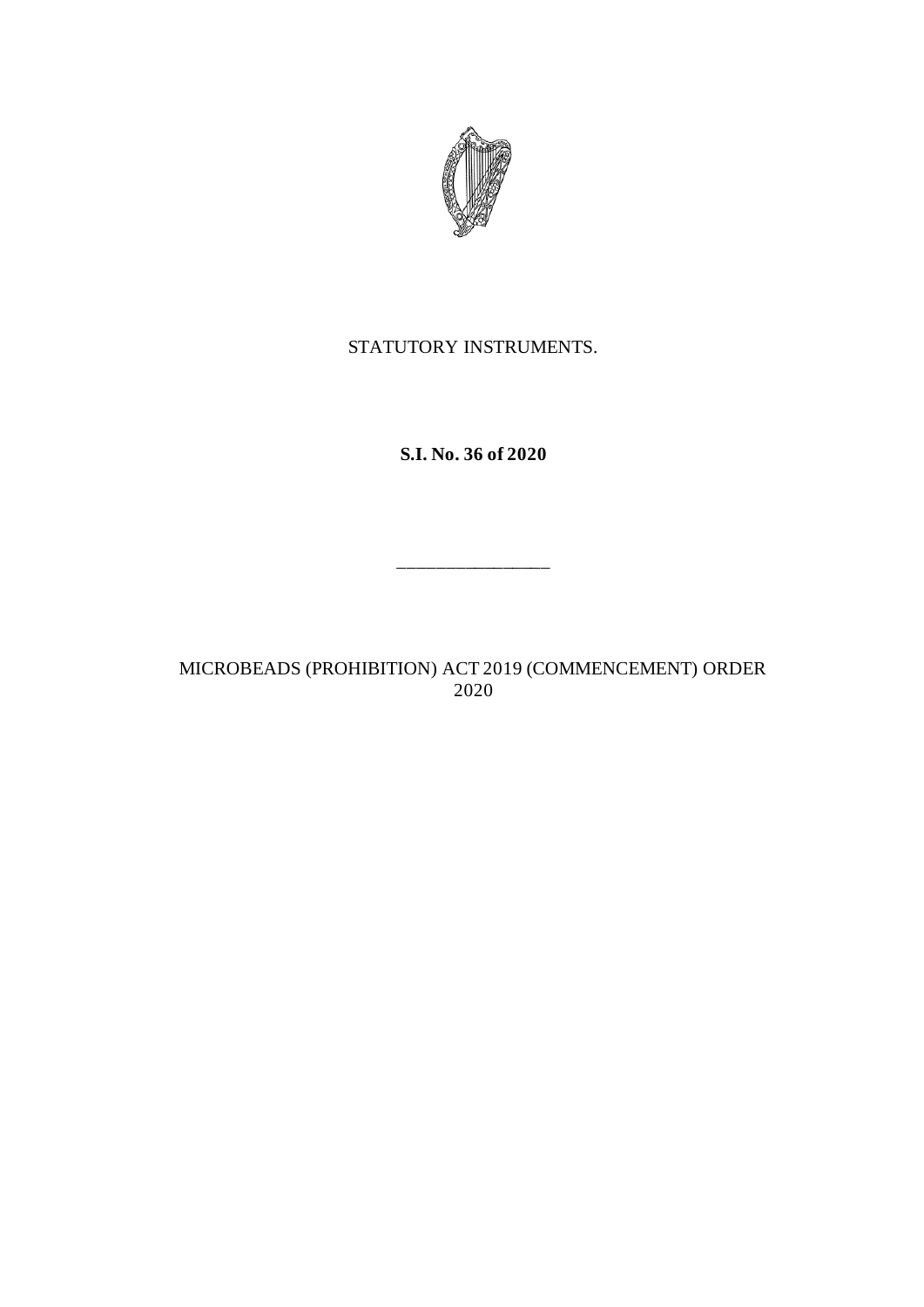STATUTORY INSTRUMENTS.

**S.I. No. 36 of 2020**

\_\_\_\_\_\_\_\_\_\_\_\_\_\_\_\_

MICROBEADS (PROHIBITION) ACT 2019 (COMMENCEMENT) ORDER 2020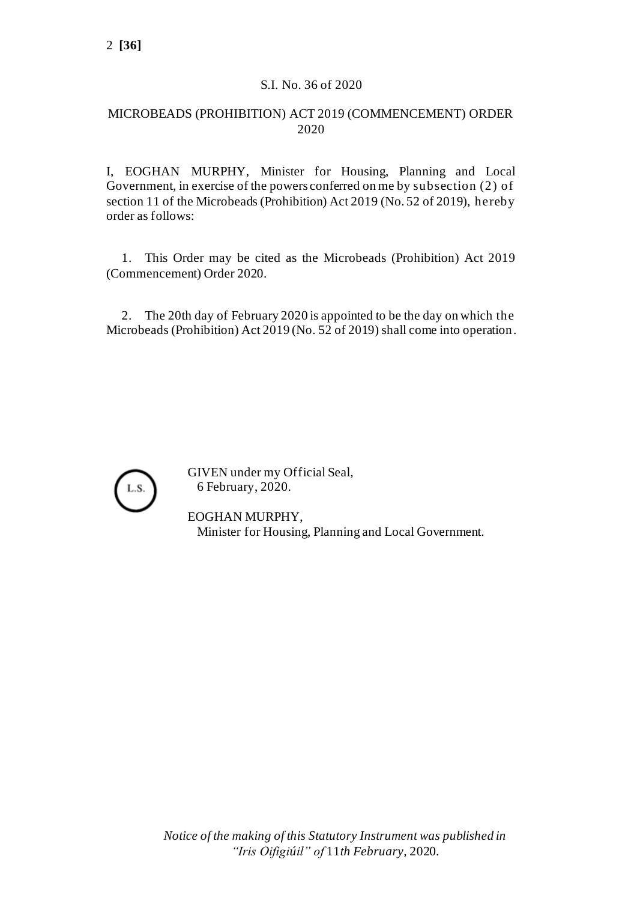S.I. No. 36 of 2020

MICROBEADS (PROHIBITION) ACT 2019 (COMMENCEMENT) ORDER 2020

I, EOGHAN MURPHY, Minister for Housing, Planning and Local Government, in exercise of the powers conferred on me by subsection (2) of section 11 of the Microbeads (Prohibition) Act 2019 (No. 52 of 2019), hereby order as follows:

1. This Order may be cited as the Microbeads (Prohibition) Act 2019 (Commencement) Order 2020.

2. The 20th day of February 2020 is appointed to be the day on which the Microbeads (Prohibition) Act 2019 (No. 52 of 2019) shall come into operation.

L.S.

GIVEN under my Official Seal,
6 February, 2020.

EOGHAN MURPHY,
Minister for Housing, Planning and Local Government.

*Notice of the making of this Statutory Instrument was published in "Iris Oifigiúil" of* 11*th February,* 2020.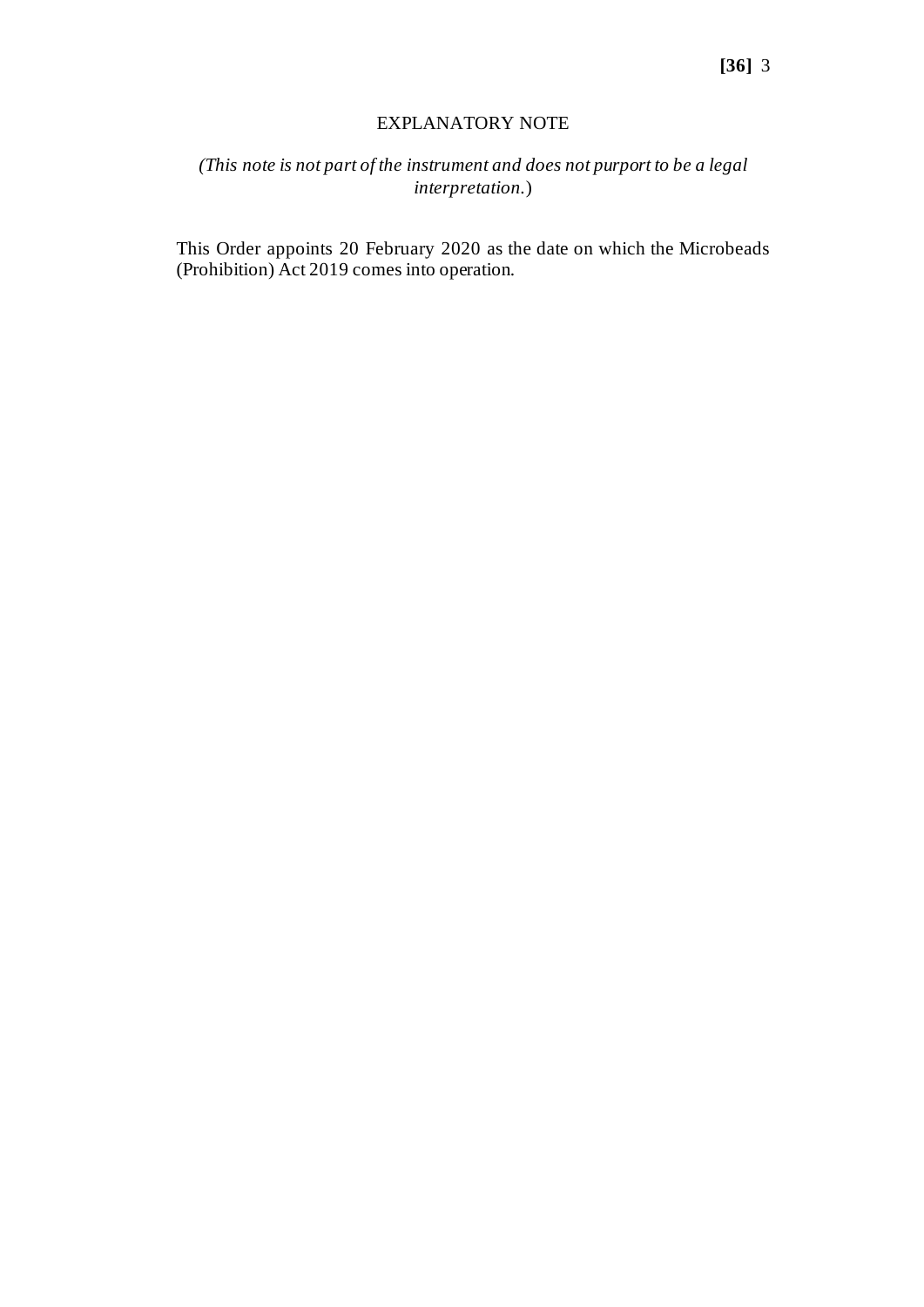EXPLANATORY NOTE

*(This note is not part of the instrument and does not purport to be a legal interpretation.)*

This Order appoints 20 February 2020 as the date on which the Microbeads (Prohibition) Act 2019 comes into operation.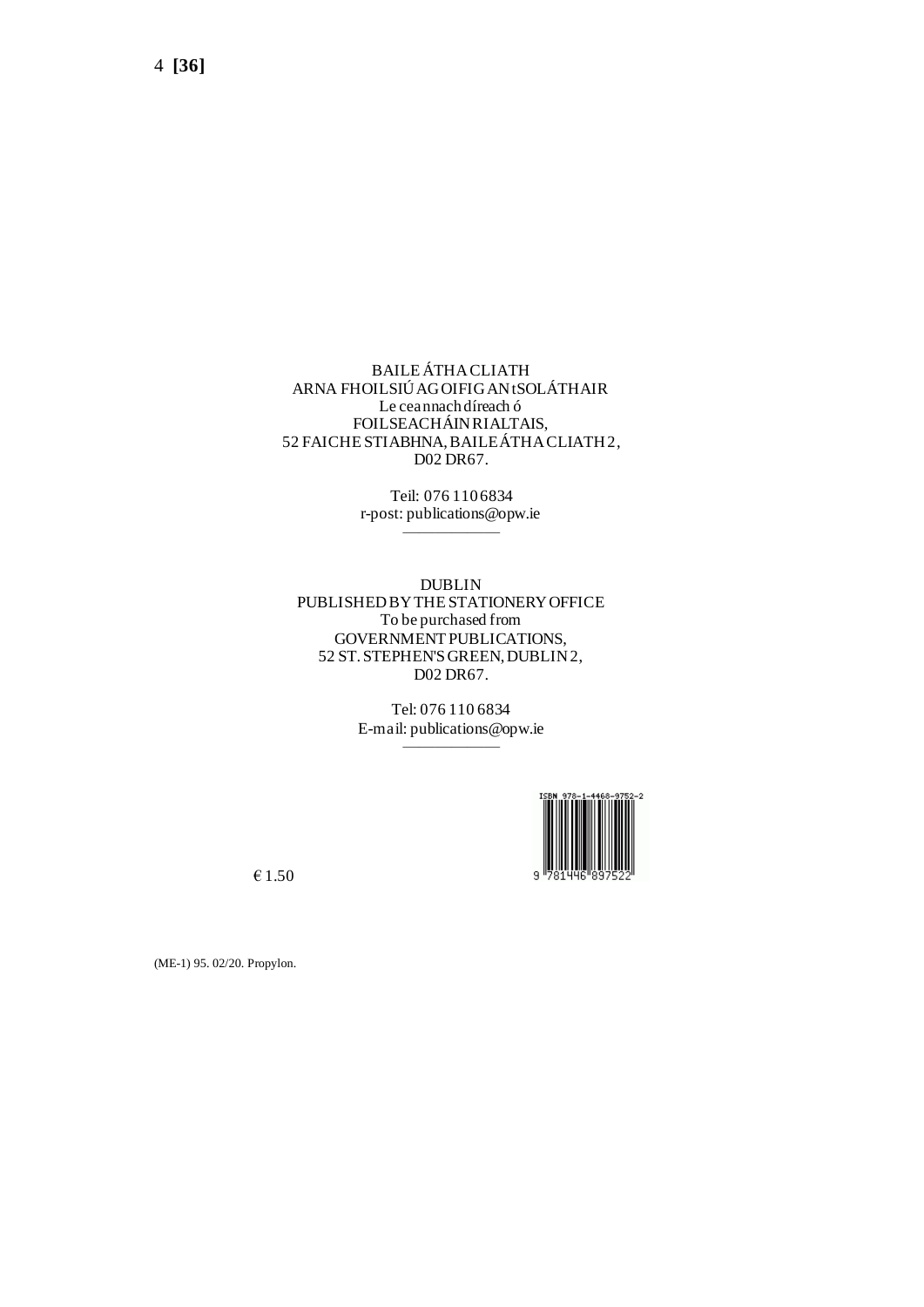BAILE ÁTHA CLIATH
ARNA FHOILSIÚ AG OIFIG AN tSOLÁTHAIR
Le ceannach díreach ó
FOILSEACHÁIN RIALTAIS,
52 FAICHE STIABHNA, BAILE ÁTHA CLIATH 2,
D02 DR67.

Teil: 076 110 6834
r-post: publications@opw.ie

---

DUBLIN
PUBLISHED BY THE STATIONERY OFFICE
To be purchased from
GOVERNMENT PUBLICATIONS,
52 ST. STEPHEN'S GREEN, DUBLIN 2,
D02 DR67.

Tel: 076 110 6834
E-mail: publications@opw.ie

---

ISBN 978-1-4468-9752-2

9 781446 897522

€ 1.50

(ME-1) 95. 02/20. Propylon.